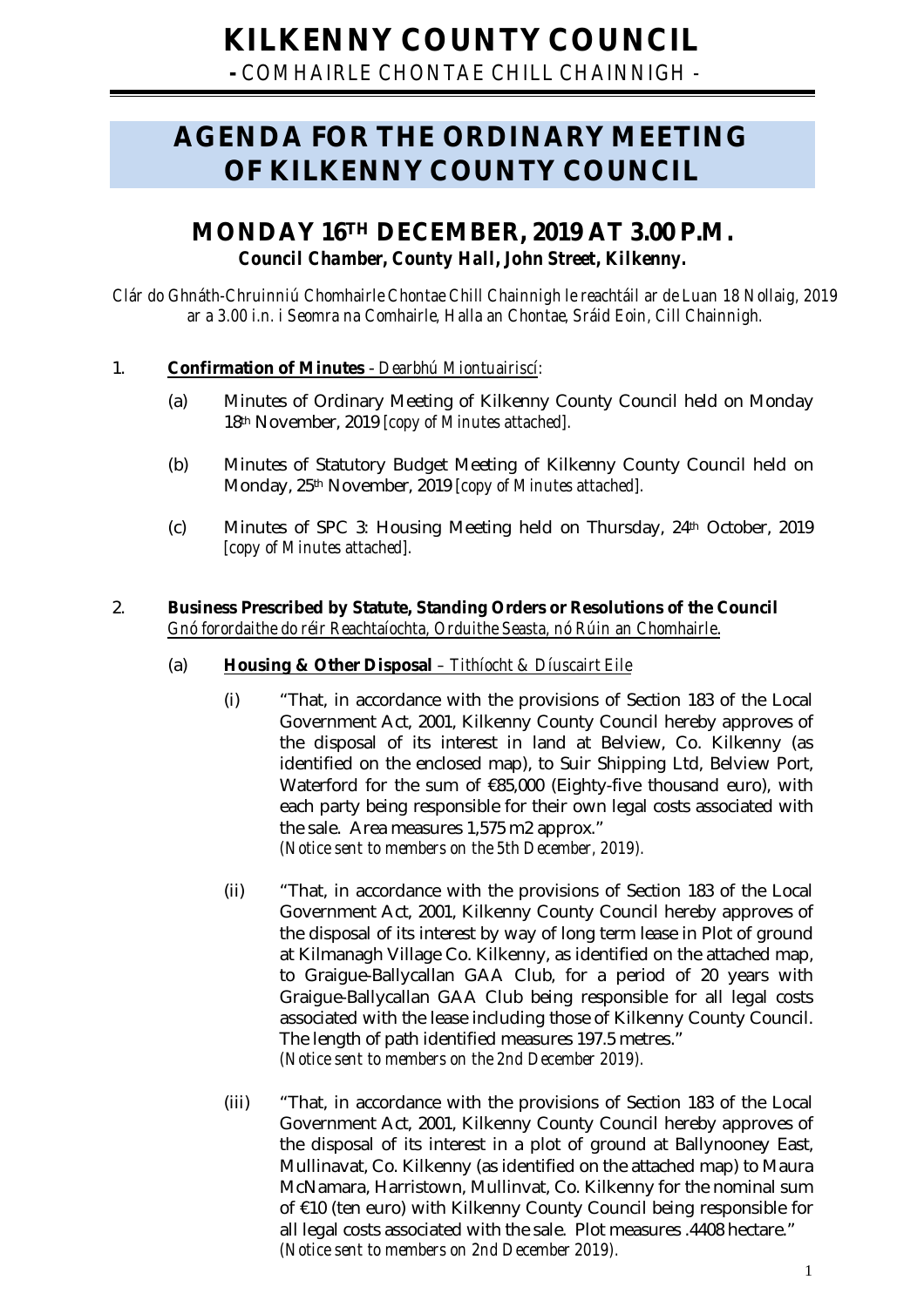# KILKENNY COUNTY COUNCIL

**-** COMHAIRLE CHONTAE CHILL CHAINNIGH -

# AGENDA FOR THE ORDINARY MEETING OF KILKENNY COUNTY COUNCIL

## MONDAY 16TH DECEMBER, 2019 AT 3.00 P.M.

***Council Chamber, County Hall, John Street, Kilkenny.***

*Clár do Ghnáth-Chruinniú Chomhairle Chontae Chill Chainnigh le reachtáil ar de Luan 18 Nollaig, 2019 ar a 3.00 i.n. i Seomra na Comhairle, Halla an Chontae, Sráid Eoin, Cill Chainnigh.*

1. **Confirmation of Minutes** - *Dearbhú Miontuairiscí*:

   (a) Minutes of Ordinary Meeting of Kilkenny County Council held on Monday 18th November, 2019 *[copy of Minutes attached].*

   (b) Minutes of Statutory Budget Meeting of Kilkenny County Council held on Monday, 25th November, 2019 *[copy of Minutes attached].*

   (c) Minutes of SPC 3: Housing Meeting held on Thursday, 24th October, 2019 *[copy of Minutes attached].*

2. **Business Prescribed by Statute, Standing Orders or Resolutions of the Council**
   *Gnó forordaithe do réir Reachtaíochta, Orduithe Seasta, nó Rúin an Chomhairle.*

   (a) **Housing & Other Disposal** – *Tithíocht & Díuscairt Eile*

   (i) "That, in accordance with the provisions of Section 183 of the Local Government Act, 2001, Kilkenny County Council hereby approves of the disposal of its interest in land at Belview, Co. Kilkenny (as identified on the enclosed map), to Suir Shipping Ltd, Belview Port, Waterford for the sum of €85,000 (Eighty-five thousand euro), with each party being responsible for their own legal costs associated with the sale. Area measures 1,575 m2 approx."
   *(Notice sent to members on the 5th December, 2019).*

   (ii) "That, in accordance with the provisions of Section 183 of the Local Government Act, 2001, Kilkenny County Council hereby approves of the disposal of its interest by way of long term lease in Plot of ground at Kilmanagh Village Co. Kilkenny, as identified on the attached map, to Graigue-Ballycallan GAA Club, for a period of 20 years with Graigue-Ballycallan GAA Club being responsible for all legal costs associated with the lease including those of Kilkenny County Council. The length of path identified measures 197.5 metres."
   *(Notice sent to members on the 2nd December 2019).*

   (iii) "That, in accordance with the provisions of Section 183 of the Local Government Act, 2001, Kilkenny County Council hereby approves of the disposal of its interest in a plot of ground at Ballynooney East, Mullinavat, Co. Kilkenny (as identified on the attached map) to Maura McNamara, Harristown, Mullinvat, Co. Kilkenny for the nominal sum of €10 (ten euro) with Kilkenny County Council being responsible for all legal costs associated with the sale. Plot measures .4408 hectare."
   *(Notice sent to members on 2nd December 2019).*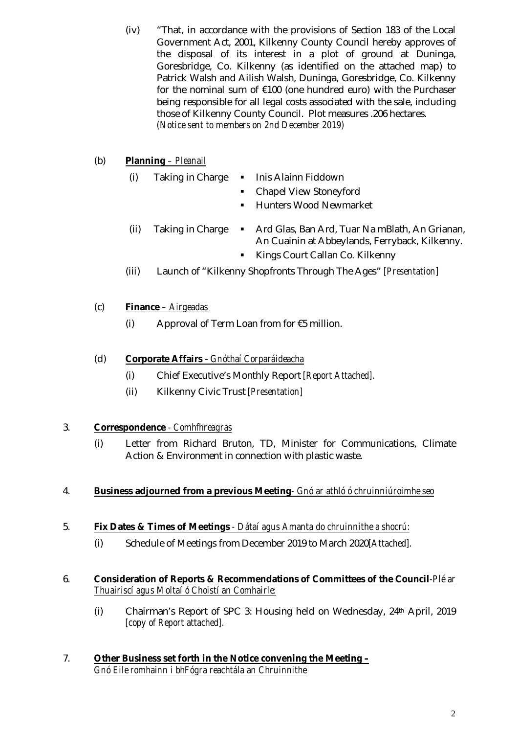(iv) "That, in accordance with the provisions of Section 183 of the Local Government Act, 2001, Kilkenny County Council hereby approves of the disposal of its interest in a plot of ground at Duninga, Goresbridge, Co. Kilkenny (as identified on the attached map) to Patrick Walsh and Ailish Walsh, Duninga, Goresbridge, Co. Kilkenny for the nominal sum of €100 (one hundred euro) with the Purchaser being responsible for all legal costs associated with the sale, including those of Kilkenny County Council. Plot measures .206 hectares.
*(Notice sent to members on 2nd December 2019)*

(b) **Planning** – *Pleanail*

(i) Taking in Charge
- Inis Alainn Fiddown
- Chapel View Stoneyford
- Hunters Wood Newmarket

(ii) Taking in Charge
- Ard Glas, Ban Ard, Tuar Na mBlath, An Grianan, An Cuainin at Abbeylands, Ferryback, Kilkenny.
- Kings Court Callan Co. Kilkenny

(iii) Launch of "Kilkenny Shopfronts Through The Ages" *[Presentation]*

(c) **Finance** – *Airgeadas*

(i) Approval of Term Loan from for €5 million.

(d) **Corporate Affairs** - *Gnóthaí Corparáideacha*

(i) Chief Executive's Monthly Report *[Report Attached].*

(ii) Kilkenny Civic Trust *[Presentation]*

3. **Correspondence** - *Comhfhreagras*

(i) Letter from Richard Bruton, TD, Minister for Communications, Climate Action & Environment in connection with plastic waste.

4. **Business adjourned from a previous Meeting**- *Gnó ar athló ó chruinniú roimhe seo*

5. **Fix Dates & Times of Meetings** - *Dátaí agus Amanta do chruinnithe a shocrú:*

(i) Schedule of Meetings from December 2019 to March 2020*[Attached].*

6. **Consideration of Reports & Recommendations of Committees of the Council**-*Plé ar Thuairiscí agus Moltaí ó Choistí an Comhairle:*

(i) Chairman's Report of SPC 3: Housing held on Wednesday, 24th April, 2019 *[copy of Report attached].*

7. **Other Business set forth in the Notice convening the Meeting –**
*Gnó Eile romhainn i bhFógra reachtála an Chruinnithe*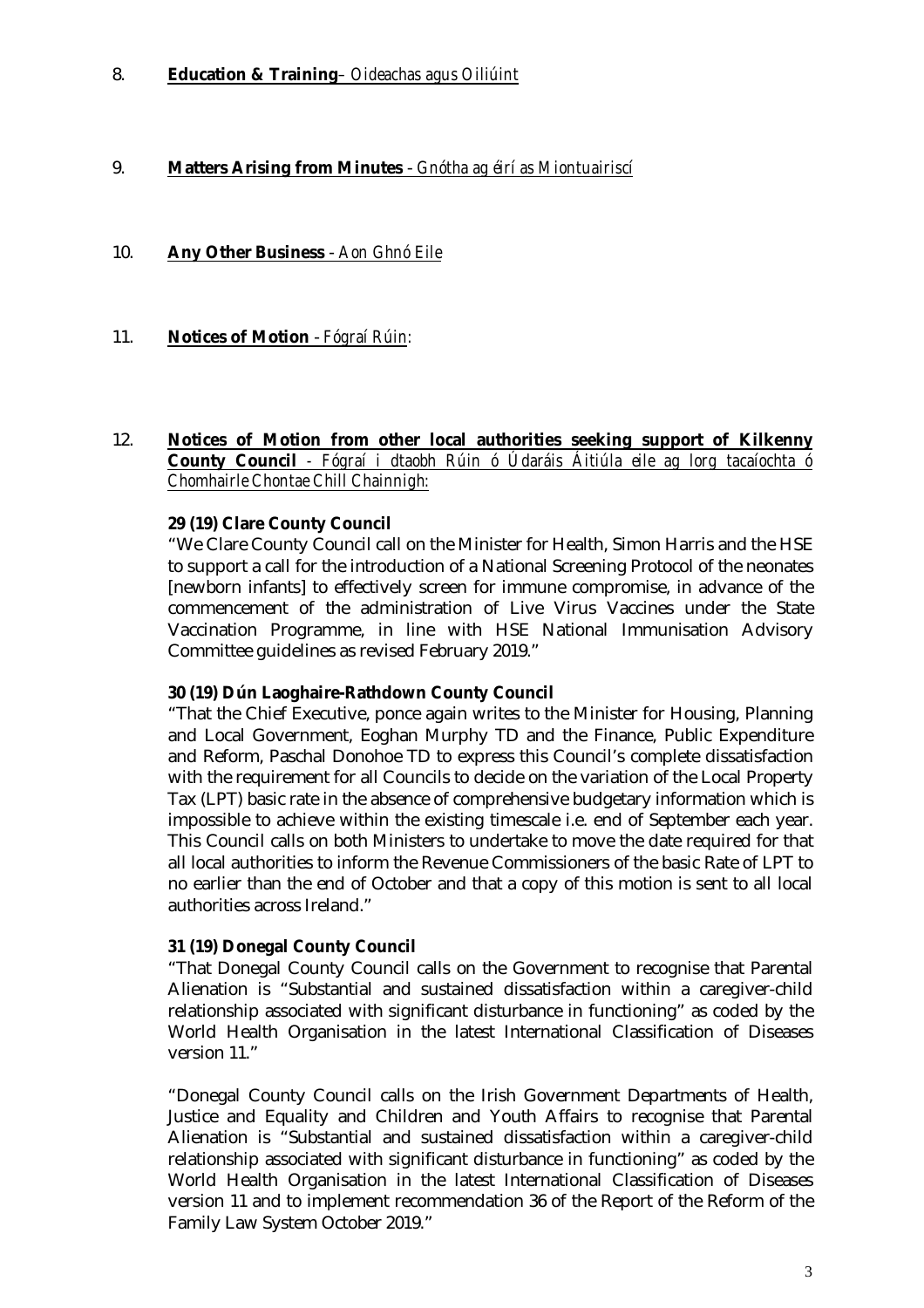8. **Education & Training** – *Oideachas agus Oiliúint*

9. **Matters Arising from Minutes** – *Gnótha ag éirí as Miontuairiscí*

10. **Any Other Business** – *Aon Ghnó Eile*

11. **Notices of Motion** – *Fógraí Rúin*:

12. **Notices of Motion from other local authorities seeking support of Kilkenny County Council** – *Fógraí i dtaobh Rúin ó Údaráis Áitiúla eile ag lorg tacaíochta ó Chomhairle Chontae Chill Chainnigh:*

**29 (19) Clare County Council**

"We Clare County Council call on the Minister for Health, Simon Harris and the HSE to support a call for the introduction of a National Screening Protocol of the neonates [newborn infants] to effectively screen for immune compromise, in advance of the commencement of the administration of Live Virus Vaccines under the State Vaccination Programme, in line with HSE National Immunisation Advisory Committee guidelines as revised February 2019."

**30 (19) Dún Laoghaire-Rathdown County Council**

"That the Chief Executive, ponce again writes to the Minister for Housing, Planning and Local Government, Eoghan Murphy TD and the Finance, Public Expenditure and Reform, Paschal Donohoe TD to express this Council's complete dissatisfaction with the requirement for all Councils to decide on the variation of the Local Property Tax (LPT) basic rate in the absence of comprehensive budgetary information which is impossible to achieve within the existing timescale i.e. end of September each year. This Council calls on both Ministers to undertake to move the date required for that all local authorities to inform the Revenue Commissioners of the basic Rate of LPT to no earlier than the end of October and that a copy of this motion is sent to all local authorities across Ireland."

**31 (19) Donegal County Council**

"That Donegal County Council calls on the Government to recognise that Parental Alienation is "Substantial and sustained dissatisfaction within a caregiver-child relationship associated with significant disturbance in functioning" as coded by the World Health Organisation in the latest International Classification of Diseases version 11."

"Donegal County Council calls on the Irish Government Departments of Health, Justice and Equality and Children and Youth Affairs to recognise that Parental Alienation is "Substantial and sustained dissatisfaction within a caregiver-child relationship associated with significant disturbance in functioning" as coded by the World Health Organisation in the latest International Classification of Diseases version 11 and to implement recommendation 36 of the Report of the Reform of the Family Law System October 2019."